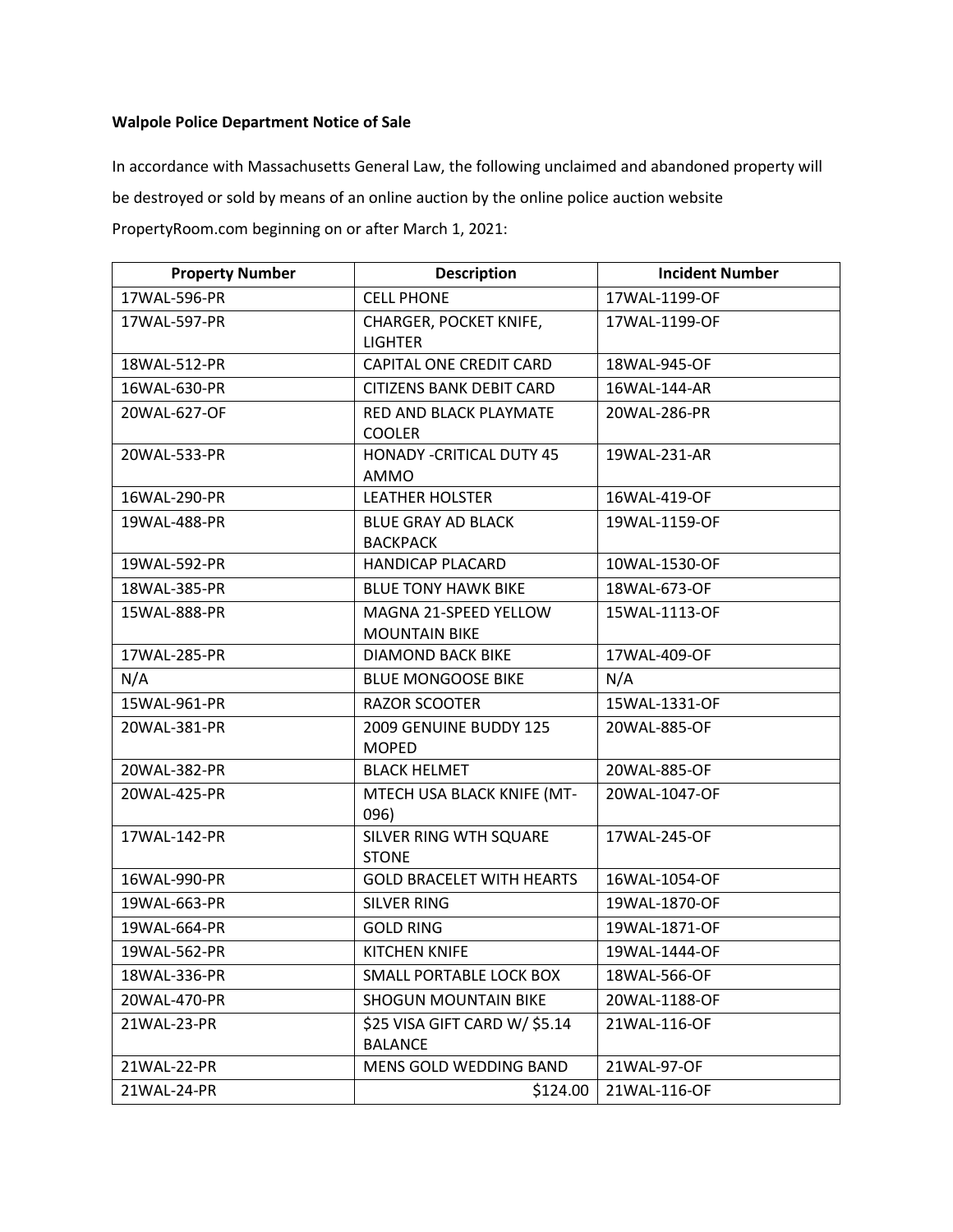**Walpole Police Department Notice of Sale**

In accordance with Massachusetts General Law, the following unclaimed and abandoned property will be destroyed or sold by means of an online auction by the online police auction website PropertyRoom.com beginning on or after March 1, 2021:

| Property Number | Description | Incident Number |
|---|---|---|
| 17WAL-596-PR | CELL PHONE | 17WAL-1199-OF |
| 17WAL-597-PR | CHARGER, POCKET KNIFE, LIGHTER | 17WAL-1199-OF |
| 18WAL-512-PR | CAPITAL ONE CREDIT CARD | 18WAL-945-OF |
| 16WAL-630-PR | CITIZENS BANK DEBIT CARD | 16WAL-144-AR |
| 20WAL-627-OF | RED AND BLACK PLAYMATE COOLER | 20WAL-286-PR |
| 20WAL-533-PR | HONADY -CRITICAL DUTY 45 AMMO | 19WAL-231-AR |
| 16WAL-290-PR | LEATHER HOLSTER | 16WAL-419-OF |
| 19WAL-488-PR | BLUE GRAY AD BLACK BACKPACK | 19WAL-1159-OF |
| 19WAL-592-PR | HANDICAP PLACARD | 10WAL-1530-OF |
| 18WAL-385-PR | BLUE TONY HAWK BIKE | 18WAL-673-OF |
| 15WAL-888-PR | MAGNA 21-SPEED YELLOW MOUNTAIN BIKE | 15WAL-1113-OF |
| 17WAL-285-PR | DIAMOND BACK BIKE | 17WAL-409-OF |
| N/A | BLUE MONGOOSE BIKE | N/A |
| 15WAL-961-PR | RAZOR SCOOTER | 15WAL-1331-OF |
| 20WAL-381-PR | 2009 GENUINE BUDDY 125 MOPED | 20WAL-885-OF |
| 20WAL-382-PR | BLACK HELMET | 20WAL-885-OF |
| 20WAL-425-PR | MTECH USA BLACK KNIFE (MT-096) | 20WAL-1047-OF |
| 17WAL-142-PR | SILVER RING WTH SQUARE STONE | 17WAL-245-OF |
| 16WAL-990-PR | GOLD BRACELET WITH HEARTS | 16WAL-1054-OF |
| 19WAL-663-PR | SILVER RING | 19WAL-1870-OF |
| 19WAL-664-PR | GOLD RING | 19WAL-1871-OF |
| 19WAL-562-PR | KITCHEN KNIFE | 19WAL-1444-OF |
| 18WAL-336-PR | SMALL PORTABLE LOCK BOX | 18WAL-566-OF |
| 20WAL-470-PR | SHOGUN MOUNTAIN BIKE | 20WAL-1188-OF |
| 21WAL-23-PR | $25 VISA GIFT CARD W/ $5.14 BALANCE | 21WAL-116-OF |
| 21WAL-22-PR | MENS GOLD WEDDING BAND | 21WAL-97-OF |
| 21WAL-24-PR | $124.00 | 21WAL-116-OF |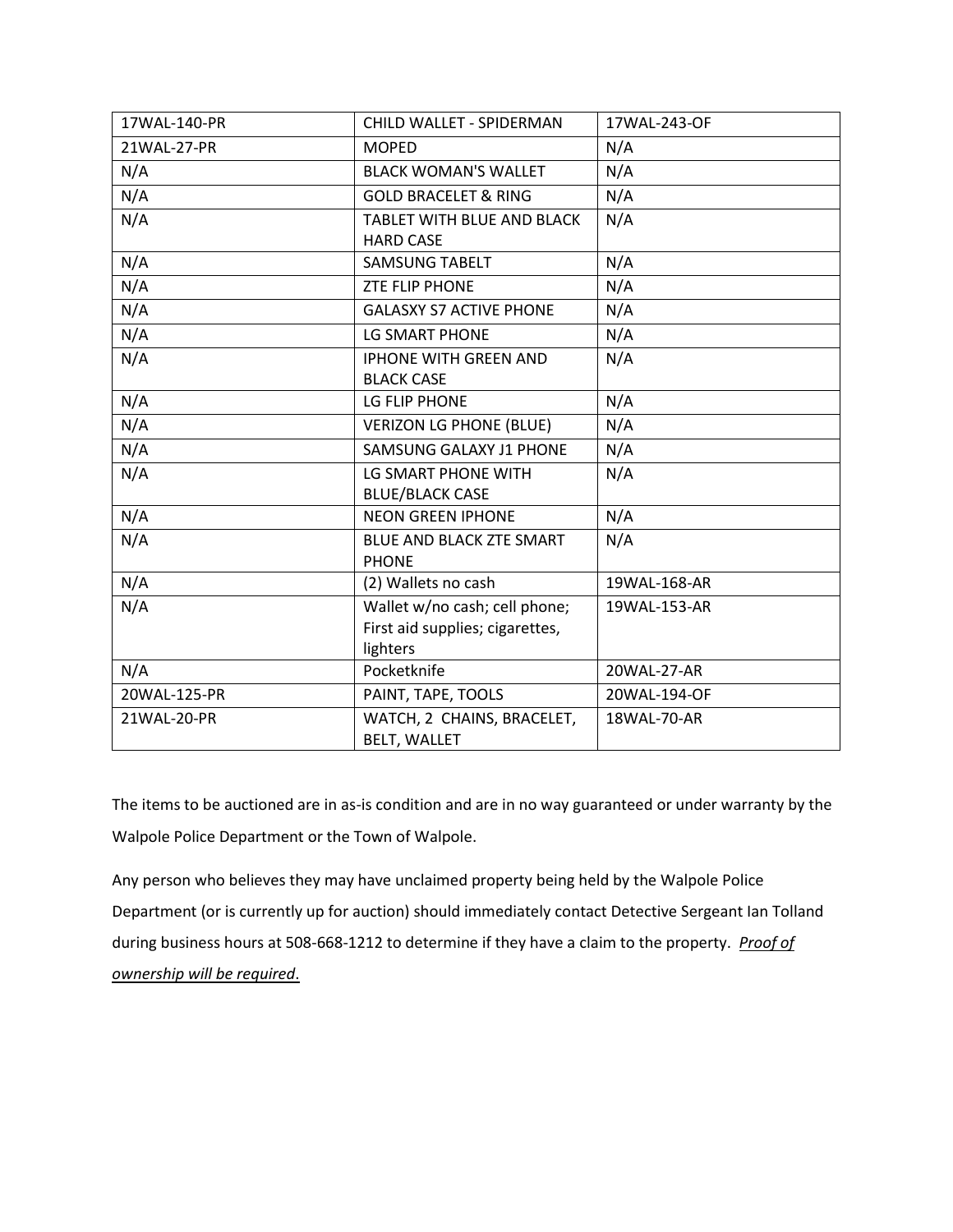| | | |
|---|---|---|
| 17WAL-140-PR | CHILD WALLET - SPIDERMAN | 17WAL-243-OF |
| 21WAL-27-PR | MOPED | N/A |
| N/A | BLACK WOMAN'S WALLET | N/A |
| N/A | GOLD BRACELET & RING | N/A |
| N/A | TABLET WITH BLUE AND BLACK HARD CASE | N/A |
| N/A | SAMSUNG TABELT | N/A |
| N/A | ZTE FLIP PHONE | N/A |
| N/A | GALASXY S7 ACTIVE PHONE | N/A |
| N/A | LG SMART PHONE | N/A |
| N/A | IPHONE WITH GREEN AND BLACK CASE | N/A |
| N/A | LG FLIP PHONE | N/A |
| N/A | VERIZON LG PHONE (BLUE) | N/A |
| N/A | SAMSUNG GALAXY J1 PHONE | N/A |
| N/A | LG SMART PHONE WITH BLUE/BLACK CASE | N/A |
| N/A | NEON GREEN IPHONE | N/A |
| N/A | BLUE AND BLACK ZTE SMART PHONE | N/A |
| N/A | (2) Wallets no cash | 19WAL-168-AR |
| N/A | Wallet w/no cash; cell phone; First aid supplies; cigarettes, lighters | 19WAL-153-AR |
| N/A | Pocketknife | 20WAL-27-AR |
| 20WAL-125-PR | PAINT, TAPE, TOOLS | 20WAL-194-OF |
| 21WAL-20-PR | WATCH, 2 CHAINS, BRACELET, BELT, WALLET | 18WAL-70-AR |

The items to be auctioned are in as-is condition and are in no way guaranteed or under warranty by the Walpole Police Department or the Town of Walpole.

Any person who believes they may have unclaimed property being held by the Walpole Police Department (or is currently up for auction) should immediately contact Detective Sergeant Ian Tolland during business hours at 508-668-1212 to determine if they have a claim to the property. *Proof of ownership will be required*.